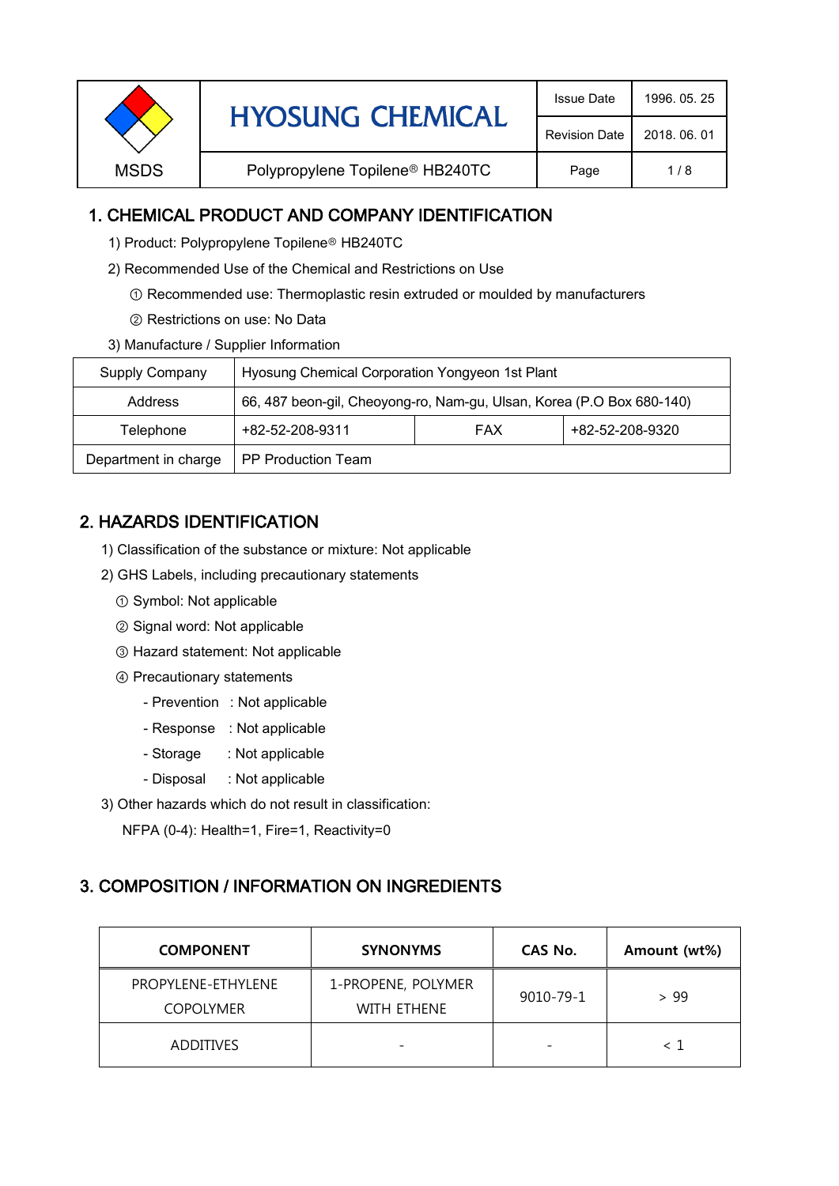| MSDS | HYOSUNG CHEMICAL | Issue Date | 1996. 05. 25 |
|---|---|---|---|
| | | Revision Date | 2018. 06. 01 |
| | Polypropylene Topilene® HB240TC | | |

## 1. CHEMICAL PRODUCT AND COMPANY IDENTIFICATION

1) Product: Polypropylene Topilene® HB240TC

2) Recommended Use of the Chemical and Restrictions on Use

① Recommended use: Thermoplastic resin extruded or moulded by manufacturers

② Restrictions on use: No Data

3) Manufacture / Supplier Information

| Supply Company | Hyosung Chemical Corporation Yongyeon 1st Plant | | |
|---|---|---|---|
| Address | 66, 487 beon-gil, Cheoyong-ro, Nam-gu, Ulsan, Korea (P.O Box 680-140) | | |
| Telephone | +82-52-208-9311 | FAX | +82-52-208-9320 |
| Department in charge | PP Production Team | | |

## 2. HAZARDS IDENTIFICATION

1) Classification of the substance or mixture: Not applicable

2) GHS Labels, including precautionary statements

① Symbol: Not applicable

② Signal word: Not applicable

③ Hazard statement: Not applicable

④ Precautionary statements

- Prevention : Not applicable
- Response : Not applicable
- Storage : Not applicable
- Disposal : Not applicable

3) Other hazards which do not result in classification:

NFPA (0-4): Health=1, Fire=1, Reactivity=0

## 3. COMPOSITION / INFORMATION ON INGREDIENTS

| COMPONENT | SYNONYMS | CAS No. | Amount (wt%) |
|---|---|---|---|
| PROPYLENE-ETHYLENE COPOLYMER | 1-PROPENE, POLYMER WITH ETHENE | 9010-79-1 | > 99 |
| ADDITIVES | - | - | < 1 |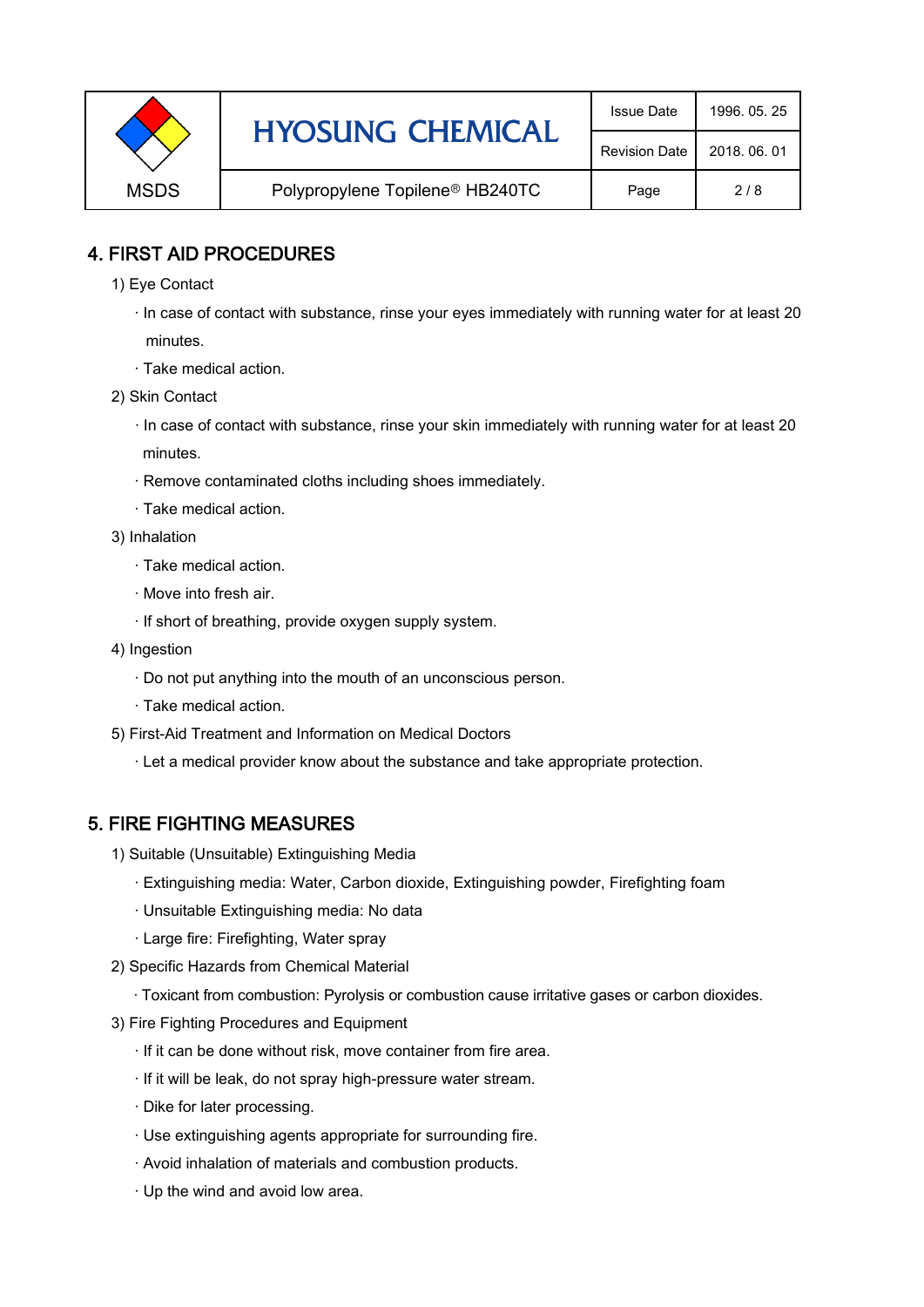## 4. FIRST AID PROCEDURES

1) Eye Contact

· In case of contact with substance, rinse your eyes immediately with running water for at least 20 minutes.

· Take medical action.

2) Skin Contact

· In case of contact with substance, rinse your skin immediately with running water for at least 20 minutes.

· Remove contaminated cloths including shoes immediately.

· Take medical action.

3) Inhalation

· Take medical action.

· Move into fresh air.

· If short of breathing, provide oxygen supply system.

4) Ingestion

· Do not put anything into the mouth of an unconscious person.

· Take medical action.

5) First-Aid Treatment and Information on Medical Doctors

· Let a medical provider know about the substance and take appropriate protection.

## 5. FIRE FIGHTING MEASURES

1) Suitable (Unsuitable) Extinguishing Media

· Extinguishing media: Water, Carbon dioxide, Extinguishing powder, Firefighting foam

· Unsuitable Extinguishing media: No data

· Large fire: Firefighting, Water spray

2) Specific Hazards from Chemical Material

· Toxicant from combustion: Pyrolysis or combustion cause irritative gases or carbon dioxides.

3) Fire Fighting Procedures and Equipment

· If it can be done without risk, move container from fire area.

· If it will be leak, do not spray high-pressure water stream.

· Dike for later processing.

· Use extinguishing agents appropriate for surrounding fire.

· Avoid inhalation of materials and combustion products.

· Up the wind and avoid low area.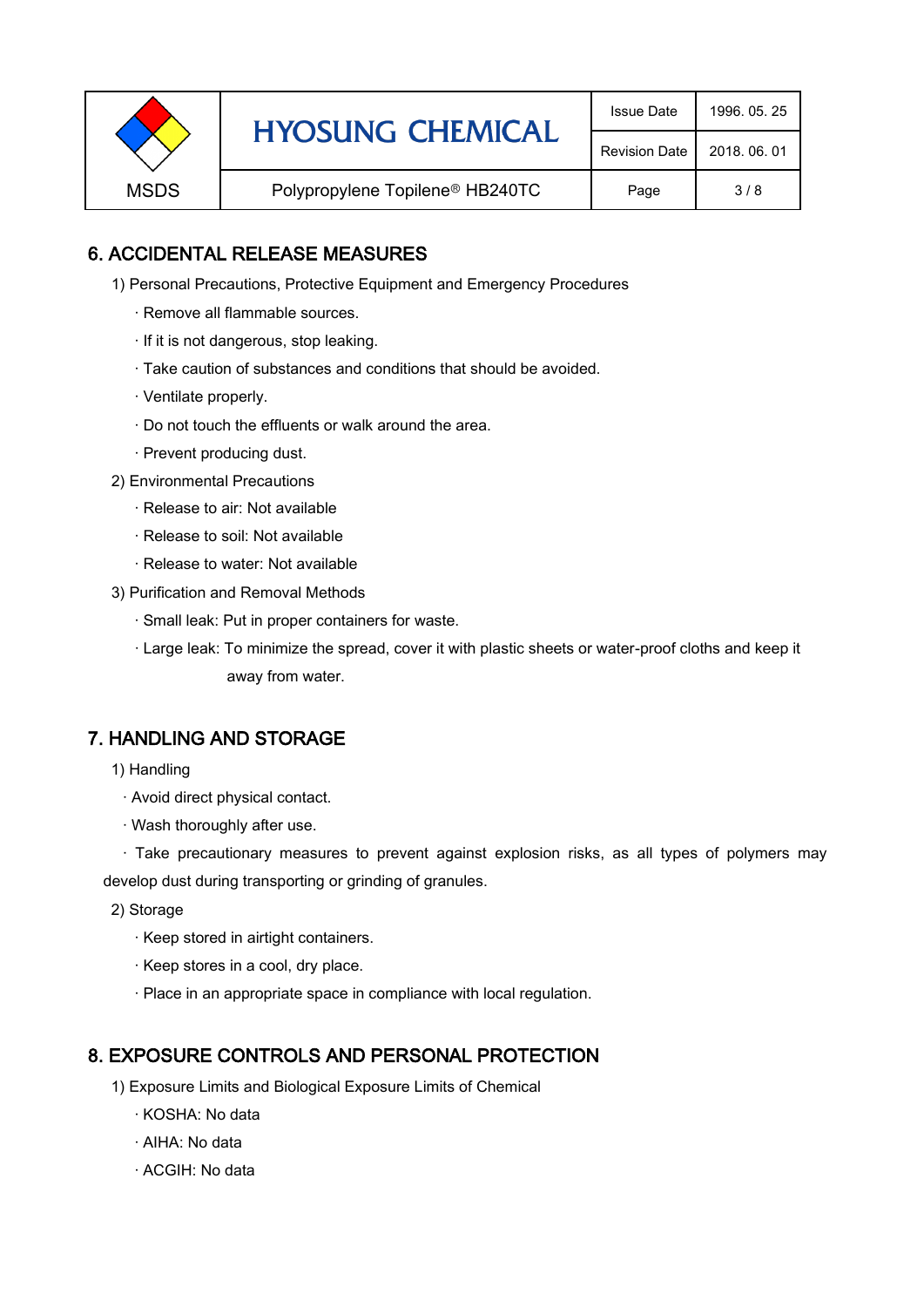## 6. ACCIDENTAL RELEASE MEASURES

1) Personal Precautions, Protective Equipment and Emergency Procedures

- · Remove all flammable sources.
- · If it is not dangerous, stop leaking.
- · Take caution of substances and conditions that should be avoided.
- · Ventilate properly.
- · Do not touch the effluents or walk around the area.
- · Prevent producing dust.

2) Environmental Precautions

- · Release to air: Not available
- · Release to soil: Not available
- · Release to water: Not available

3) Purification and Removal Methods

- · Small leak: Put in proper containers for waste.
- · Large leak: To minimize the spread, cover it with plastic sheets or water-proof cloths and keep it away from water.

## 7. HANDLING AND STORAGE

1) Handling

- · Avoid direct physical contact.
- · Wash thoroughly after use.
- · Take precautionary measures to prevent against explosion risks, as all types of polymers may develop dust during transporting or grinding of granules.

2) Storage

- · Keep stored in airtight containers.
- · Keep stores in a cool, dry place.
- · Place in an appropriate space in compliance with local regulation.

## 8. EXPOSURE CONTROLS AND PERSONAL PROTECTION

1) Exposure Limits and Biological Exposure Limits of Chemical

- · KOSHA: No data
- · AIHA: No data
- · ACGIH: No data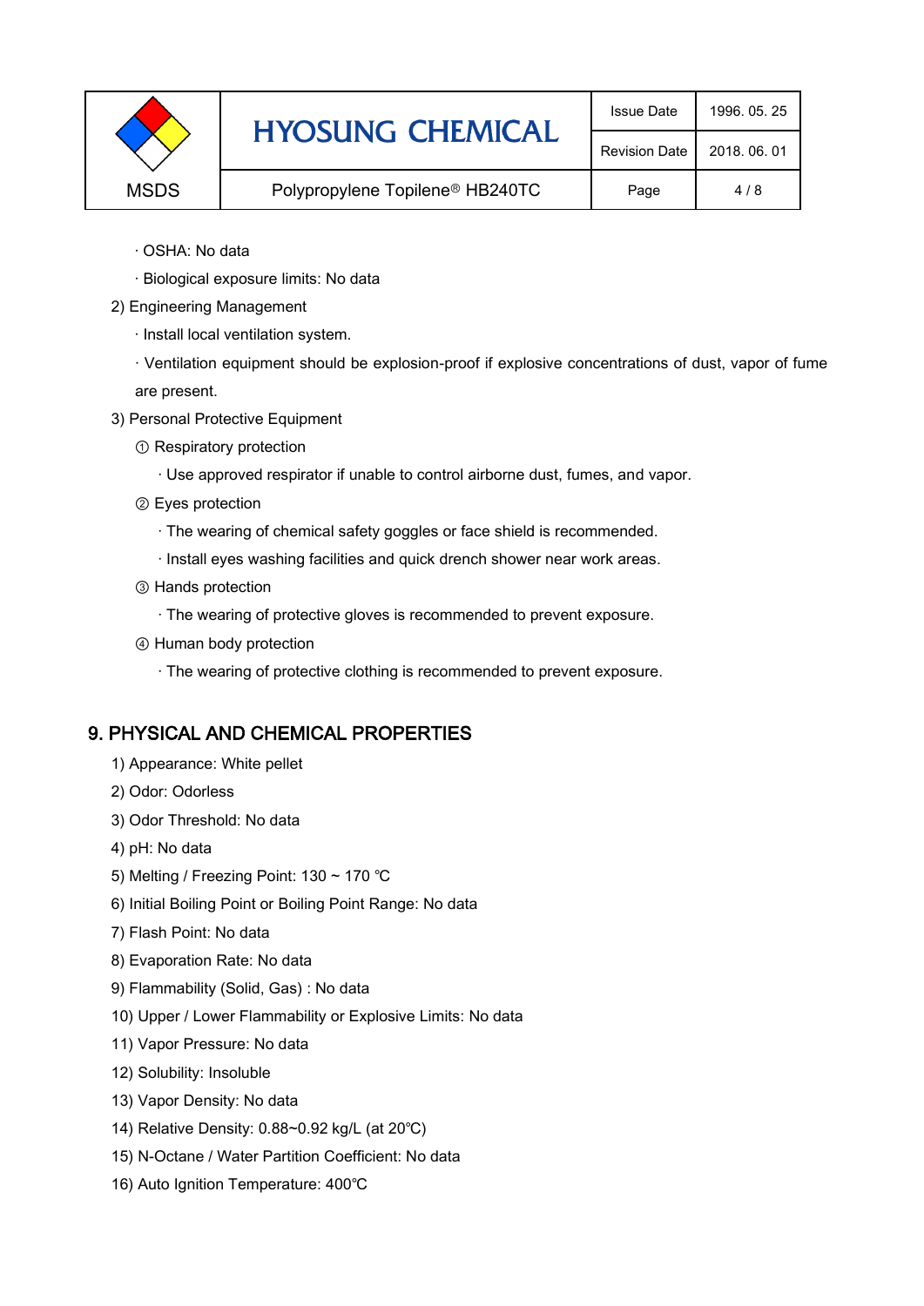· OSHA: No data

· Biological exposure limits: No data

2) Engineering Management

· Install local ventilation system.

· Ventilation equipment should be explosion-proof if explosive concentrations of dust, vapor of fume are present.

3) Personal Protective Equipment

① Respiratory protection

· Use approved respirator if unable to control airborne dust, fumes, and vapor.

② Eyes protection

· The wearing of chemical safety goggles or face shield is recommended.

· Install eyes washing facilities and quick drench shower near work areas.

③ Hands protection

· The wearing of protective gloves is recommended to prevent exposure.

④ Human body protection

· The wearing of protective clothing is recommended to prevent exposure.

## 9. PHYSICAL AND CHEMICAL PROPERTIES

1) Appearance: White pellet

2) Odor: Odorless

3) Odor Threshold: No data

4) pH: No data

5) Melting / Freezing Point: 130 ~ 170 ℃

6) Initial Boiling Point or Boiling Point Range: No data

7) Flash Point: No data

8) Evaporation Rate: No data

9) Flammability (Solid, Gas) : No data

10) Upper / Lower Flammability or Explosive Limits: No data

11) Vapor Pressure: No data

12) Solubility: Insoluble

13) Vapor Density: No data

14) Relative Density: 0.88~0.92 kg/L (at 20℃)

15) N-Octane / Water Partition Coefficient: No data

16) Auto Ignition Temperature: 400℃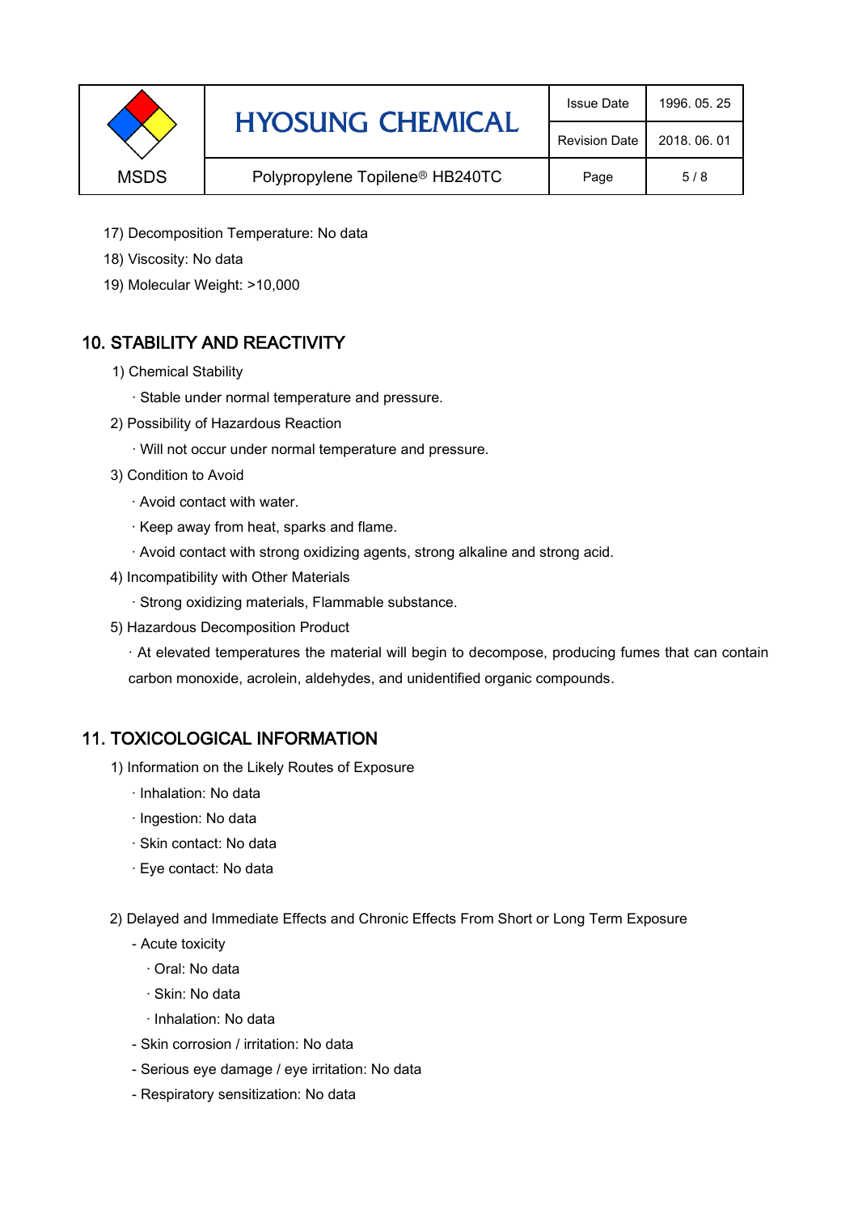17) Decomposition Temperature: No data

18) Viscosity: No data

19) Molecular Weight: >10,000

## 10. STABILITY AND REACTIVITY

1) Chemical Stability

  · Stable under normal temperature and pressure.

2) Possibility of Hazardous Reaction

  · Will not occur under normal temperature and pressure.

3) Condition to Avoid

  · Avoid contact with water.

  · Keep away from heat, sparks and flame.

  · Avoid contact with strong oxidizing agents, strong alkaline and strong acid.

4) Incompatibility with Other Materials

  · Strong oxidizing materials, Flammable substance.

5) Hazardous Decomposition Product

  · At elevated temperatures the material will begin to decompose, producing fumes that can contain carbon monoxide, acrolein, aldehydes, and unidentified organic compounds.

## 11. TOXICOLOGICAL INFORMATION

1) Information on the Likely Routes of Exposure

  · Inhalation: No data

  · Ingestion: No data

  · Skin contact: No data

  · Eye contact: No data

2) Delayed and Immediate Effects and Chronic Effects From Short or Long Term Exposure

  - Acute toxicity

    · Oral: No data

    · Skin: No data

    · Inhalation: No data

  - Skin corrosion / irritation: No data

  - Serious eye damage / eye irritation: No data

  - Respiratory sensitization: No data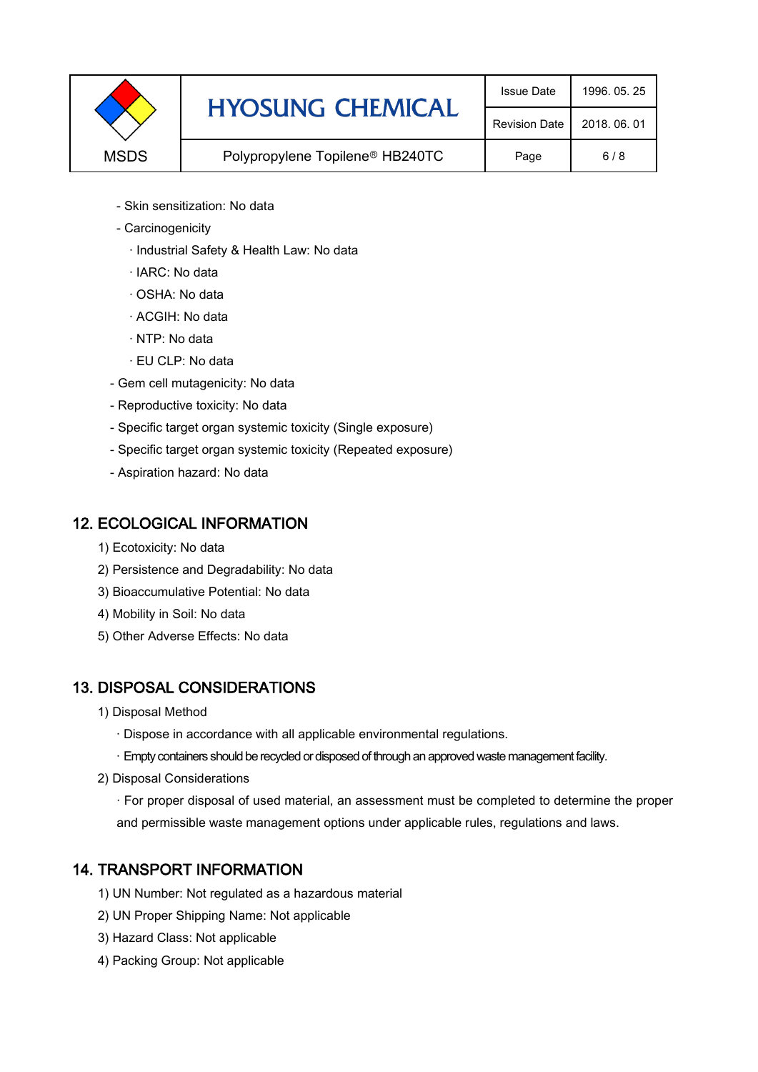- Skin sensitization: No data
- Carcinogenicity
  - · Industrial Safety & Health Law: No data
  - · IARC: No data
  - · OSHA: No data
  - · ACGIH: No data
  - · NTP: No data
  - · EU CLP: No data
- Gem cell mutagenicity: No data
- Reproductive toxicity: No data
- Specific target organ systemic toxicity (Single exposure)
- Specific target organ systemic toxicity (Repeated exposure)
- Aspiration hazard: No data

## 12. ECOLOGICAL INFORMATION

1) Ecotoxicity: No data
2) Persistence and Degradability: No data
3) Bioaccumulative Potential: No data
4) Mobility in Soil: No data
5) Other Adverse Effects: No data

## 13. DISPOSAL CONSIDERATIONS

1) Disposal Method
   - · Dispose in accordance with all applicable environmental regulations.
   - · Empty containers should be recycled or disposed of through an approved waste management facility.
2) Disposal Considerations
   - · For proper disposal of used material, an assessment must be completed to determine the proper and permissible waste management options under applicable rules, regulations and laws.

## 14. TRANSPORT INFORMATION

1) UN Number: Not regulated as a hazardous material
2) UN Proper Shipping Name: Not applicable
3) Hazard Class: Not applicable
4) Packing Group: Not applicable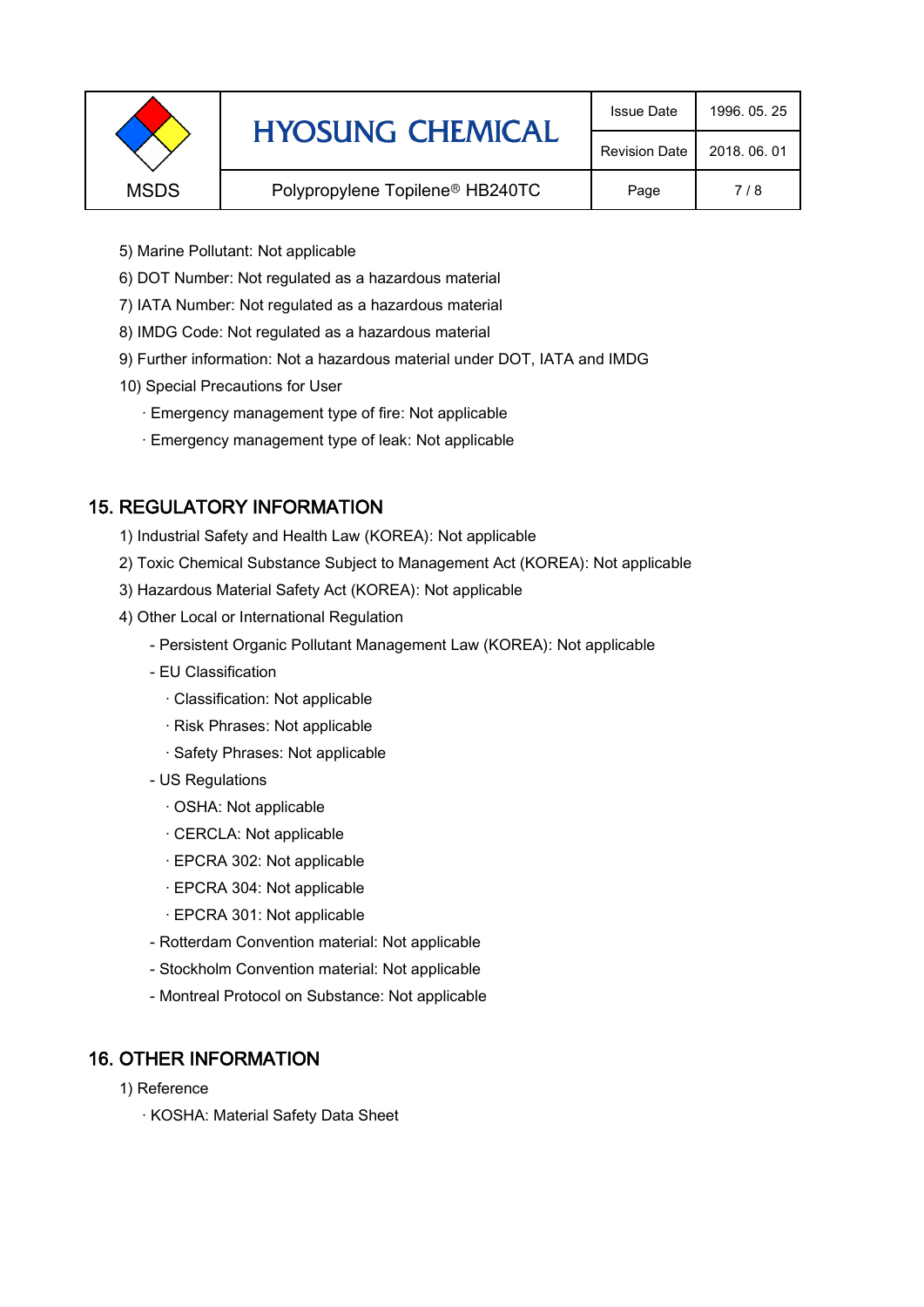5) Marine Pollutant: Not applicable

6) DOT Number: Not regulated as a hazardous material

7) IATA Number: Not regulated as a hazardous material

8) IMDG Code: Not regulated as a hazardous material

9) Further information: Not a hazardous material under DOT, IATA and IMDG

10) Special Precautions for User

- · Emergency management type of fire: Not applicable
- · Emergency management type of leak: Not applicable

## 15. REGULATORY INFORMATION

1) Industrial Safety and Health Law (KOREA): Not applicable

2) Toxic Chemical Substance Subject to Management Act (KOREA): Not applicable

3) Hazardous Material Safety Act (KOREA): Not applicable

4) Other Local or International Regulation

- Persistent Organic Pollutant Management Law (KOREA): Not applicable
- EU Classification
  - · Classification: Not applicable
  - · Risk Phrases: Not applicable
  - · Safety Phrases: Not applicable
- US Regulations
  - · OSHA: Not applicable
  - · CERCLA: Not applicable
  - · EPCRA 302: Not applicable
  - · EPCRA 304: Not applicable
  - · EPCRA 301: Not applicable
- Rotterdam Convention material: Not applicable
- Stockholm Convention material: Not applicable
- Montreal Protocol on Substance: Not applicable

## 16. OTHER INFORMATION

1) Reference

- · KOSHA: Material Safety Data Sheet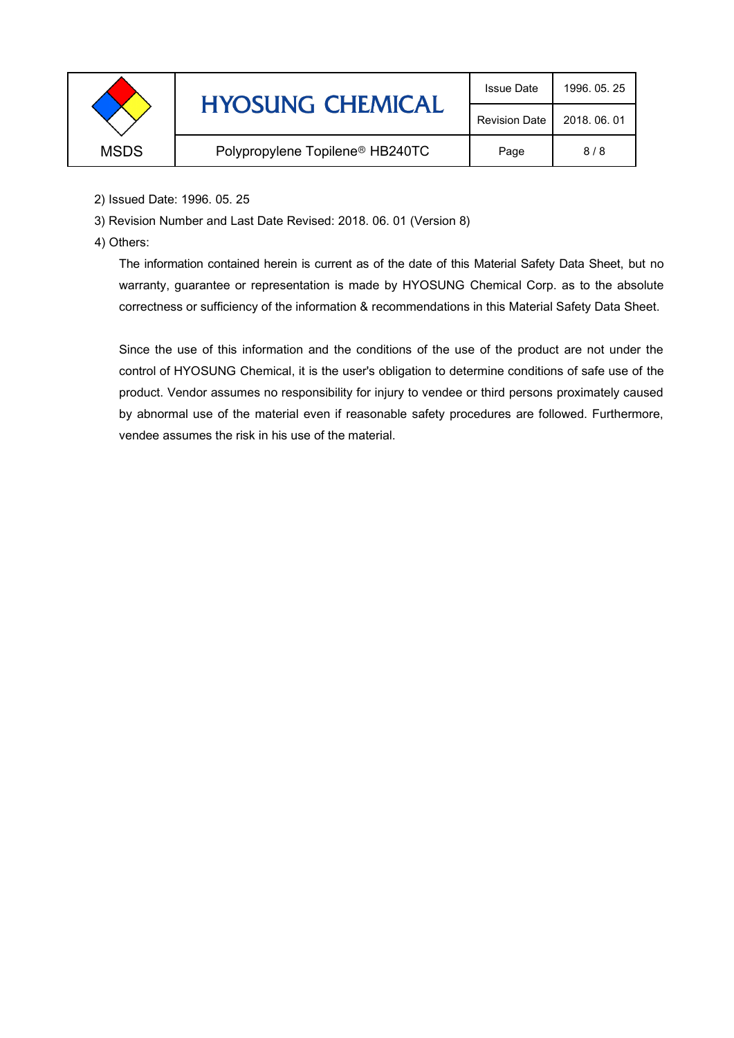2) Issued Date: 1996. 05. 25

3) Revision Number and Last Date Revised: 2018. 06. 01 (Version 8)

4) Others:

The information contained herein is current as of the date of this Material Safety Data Sheet, but no warranty, guarantee or representation is made by HYOSUNG Chemical Corp. as to the absolute correctness or sufficiency of the information & recommendations in this Material Safety Data Sheet.

Since the use of this information and the conditions of the use of the product are not under the control of HYOSUNG Chemical, it is the user's obligation to determine conditions of safe use of the product. Vendor assumes no responsibility for injury to vendee or third persons proximately caused by abnormal use of the material even if reasonable safety procedures are followed. Furthermore, vendee assumes the risk in his use of the material.